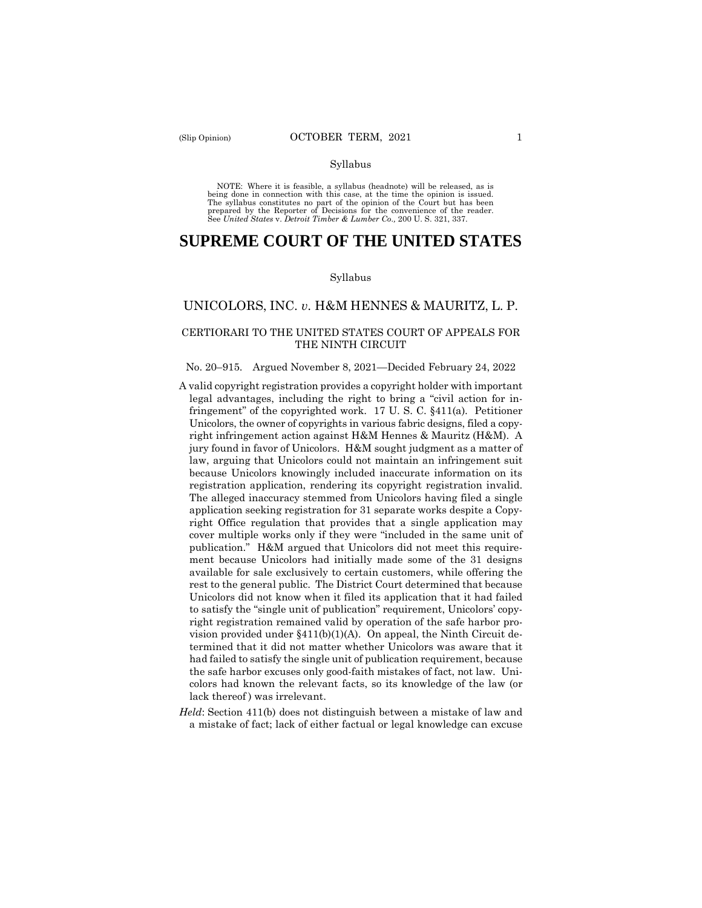Syllabus

NOTE: Where it is feasible, a syllabus (headnote) will be released, as is being done in connection with this case, at the time the opinion is issued. The syllabus constitutes no part of the opinion of the Court but has been prepared by the Reporter of Decisions for the convenience of the reader. See *United States* v. *Detroit Timber & Lumber Co.,* 200 U. S. 321, 337.

# SUPREME COURT OF THE UNITED STATES

Syllabus

## UNICOLORS, INC. *v.* H&M HENNES & MAURITZ, L. P.

### CERTIORARI TO THE UNITED STATES COURT OF APPEALS FOR THE NINTH CIRCUIT

No. 20–915. Argued November 8, 2021—Decided February 24, 2022

A valid copyright registration provides a copyright holder with important legal advantages, including the right to bring a "civil action for infringement" of the copyrighted work. 17 U. S. C. §411(a). Petitioner Unicolors, the owner of copyrights in various fabric designs, filed a copyright infringement action against H&M Hennes & Mauritz (H&M). A jury found in favor of Unicolors. H&M sought judgment as a matter of law, arguing that Unicolors could not maintain an infringement suit because Unicolors knowingly included inaccurate information on its registration application, rendering its copyright registration invalid. The alleged inaccuracy stemmed from Unicolors having filed a single application seeking registration for 31 separate works despite a Copyright Office regulation that provides that a single application may cover multiple works only if they were "included in the same unit of publication." H&M argued that Unicolors did not meet this requirement because Unicolors had initially made some of the 31 designs available for sale exclusively to certain customers, while offering the rest to the general public. The District Court determined that because Unicolors did not know when it filed its application that it had failed to satisfy the "single unit of publication" requirement, Unicolors' copyright registration remained valid by operation of the safe harbor provision provided under §411(b)(1)(A). On appeal, the Ninth Circuit determined that it did not matter whether Unicolors was aware that it had failed to satisfy the single unit of publication requirement, because the safe harbor excuses only good-faith mistakes of fact, not law. Unicolors had known the relevant facts, so its knowledge of the law (or lack thereof) was irrelevant.

*Held*: Section 411(b) does not distinguish between a mistake of law and a mistake of fact; lack of either factual or legal knowledge can excuse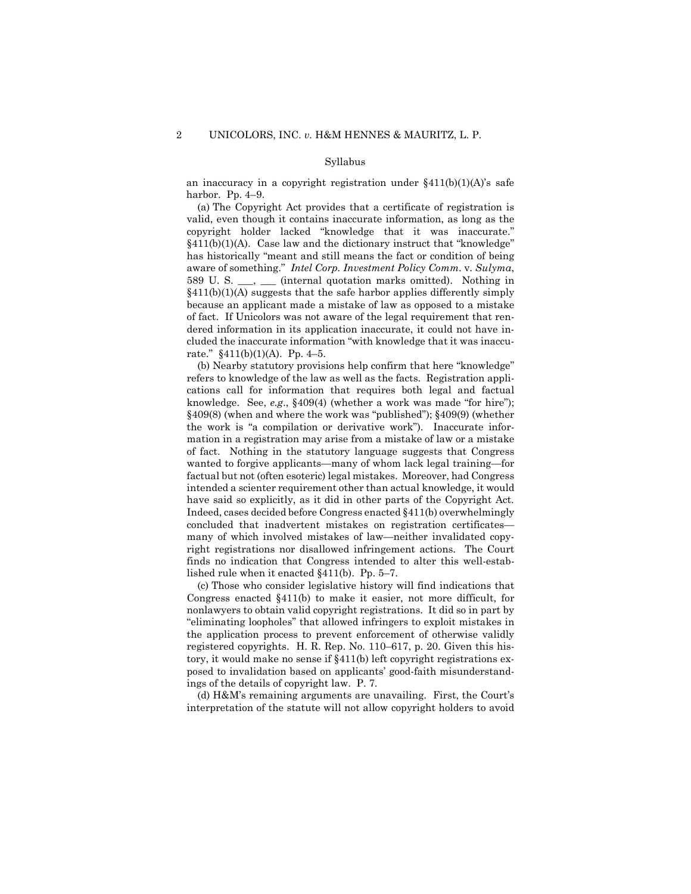Syllabus

an inaccuracy in a copyright registration under §411(b)(1)(A)'s safe harbor. Pp. 4–9.

(a) The Copyright Act provides that a certificate of registration is valid, even though it contains inaccurate information, as long as the copyright holder lacked "knowledge that it was inaccurate." §411(b)(1)(A). Case law and the dictionary instruct that "knowledge" has historically "meant and still means the fact or condition of being aware of something." *Intel Corp. Investment Policy Comm.* v. *Sulyma*, 589 U. S. ___, ___ (internal quotation marks omitted). Nothing in §411(b)(1)(A) suggests that the safe harbor applies differently simply because an applicant made a mistake of law as opposed to a mistake of fact. If Unicolors was not aware of the legal requirement that rendered information in its application inaccurate, it could not have included the inaccurate information "with knowledge that it was inaccurate." §411(b)(1)(A). Pp. 4–5.

(b) Nearby statutory provisions help confirm that here "knowledge" refers to knowledge of the law as well as the facts. Registration applications call for information that requires both legal and factual knowledge. See, *e.g.*, §409(4) (whether a work was made "for hire"); §409(8) (when and where the work was "published"); §409(9) (whether the work is "a compilation or derivative work"). Inaccurate information in a registration may arise from a mistake of law or a mistake of fact. Nothing in the statutory language suggests that Congress wanted to forgive applicants—many of whom lack legal training—for factual but not (often esoteric) legal mistakes. Moreover, had Congress intended a scienter requirement other than actual knowledge, it would have said so explicitly, as it did in other parts of the Copyright Act. Indeed, cases decided before Congress enacted §411(b) overwhelmingly concluded that inadvertent mistakes on registration certificates—many of which involved mistakes of law—neither invalidated copyright registrations nor disallowed infringement actions. The Court finds no indication that Congress intended to alter this well-established rule when it enacted §411(b). Pp. 5–7.

(c) Those who consider legislative history will find indications that Congress enacted §411(b) to make it easier, not more difficult, for nonlawyers to obtain valid copyright registrations. It did so in part by "eliminating loopholes" that allowed infringers to exploit mistakes in the application process to prevent enforcement of otherwise validly registered copyrights. H. R. Rep. No. 110–617, p. 20. Given this history, it would make no sense if §411(b) left copyright registrations exposed to invalidation based on applicants' good-faith misunderstandings of the details of copyright law. P. 7.

(d) H&M's remaining arguments are unavailing. First, the Court's interpretation of the statute will not allow copyright holders to avoid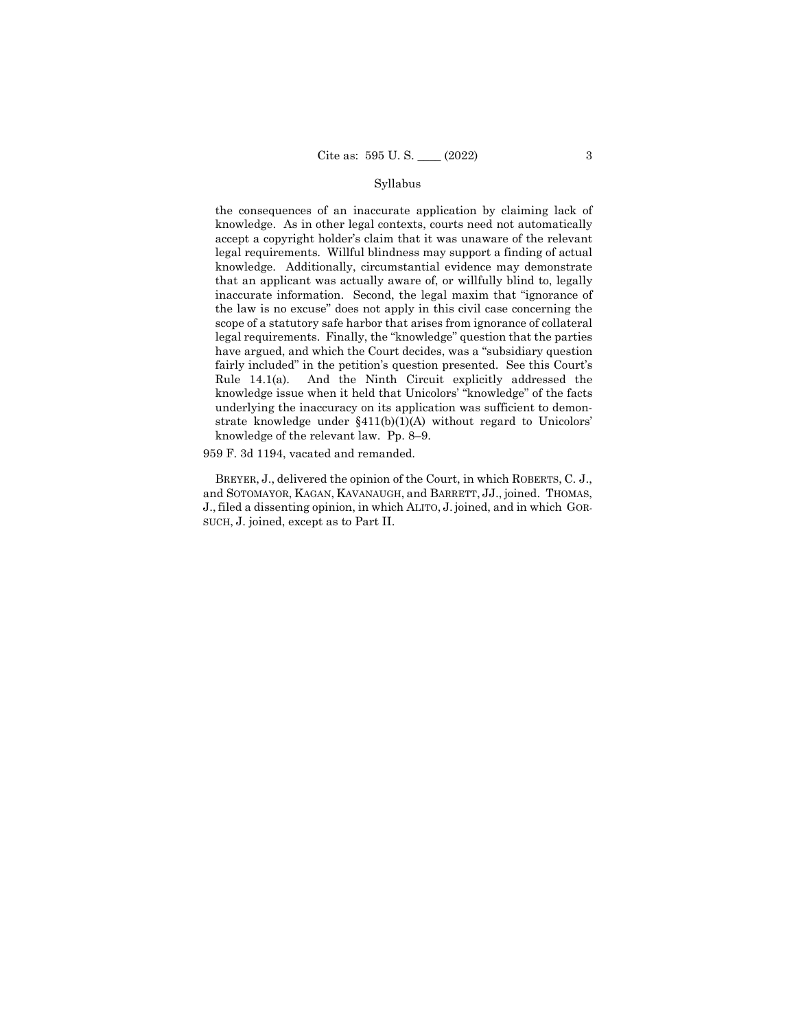the consequences of an inaccurate application by claiming lack of knowledge. As in other legal contexts, courts need not automatically accept a copyright holder's claim that it was unaware of the relevant legal requirements. Willful blindness may support a finding of actual knowledge. Additionally, circumstantial evidence may demonstrate that an applicant was actually aware of, or willfully blind to, legally inaccurate information. Second, the legal maxim that "ignorance of the law is no excuse" does not apply in this civil case concerning the scope of a statutory safe harbor that arises from ignorance of collateral legal requirements. Finally, the "knowledge" question that the parties have argued, and which the Court decides, was a "subsidiary question fairly included" in the petition's question presented. See this Court's Rule 14.1(a). And the Ninth Circuit explicitly addressed the knowledge issue when it held that Unicolors' "knowledge" of the facts underlying the inaccuracy on its application was sufficient to demonstrate knowledge under §411(b)(1)(A) without regard to Unicolors' knowledge of the relevant law. Pp. 8–9.

959 F. 3d 1194, vacated and remanded.

BREYER, J., delivered the opinion of the Court, in which ROBERTS, C. J., and SOTOMAYOR, KAGAN, KAVANAUGH, and BARRETT, JJ., joined. THOMAS, J., filed a dissenting opinion, in which ALITO, J. joined, and in which GORSUCH, J. joined, except as to Part II.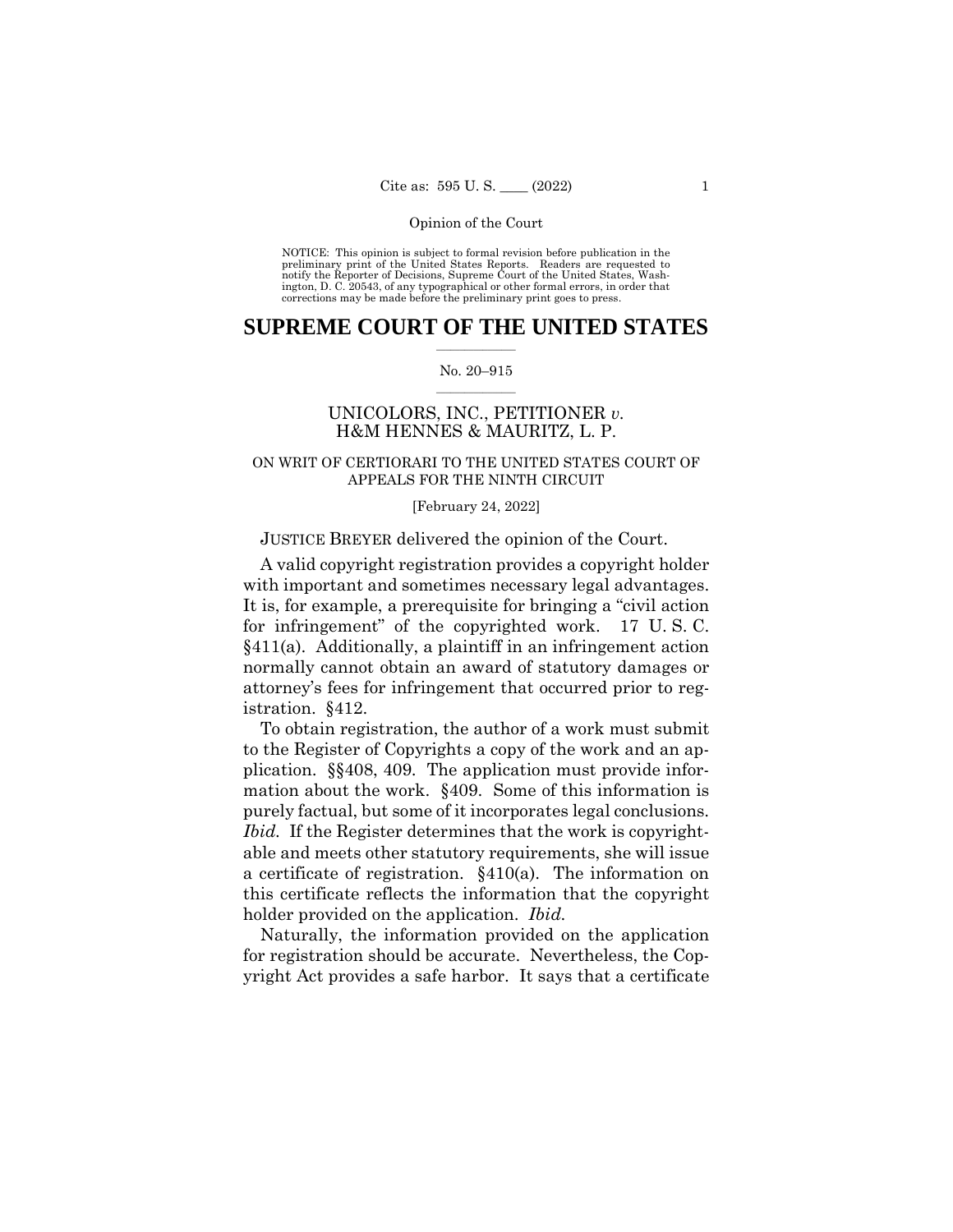NOTICE: This opinion is subject to formal revision before publication in the preliminary print of the United States Reports. Readers are requested to notify the Reporter of Decisions, Supreme Court of the United States, Washington, D. C. 20543, of any typographical or other formal errors, in order that corrections may be made before the preliminary print goes to press.

# SUPREME COURT OF THE UNITED STATES

No. 20–915

UNICOLORS, INC., PETITIONER *v.* H&M HENNES & MAURITZ, L. P.

ON WRIT OF CERTIORARI TO THE UNITED STATES COURT OF APPEALS FOR THE NINTH CIRCUIT

[February 24, 2022]

JUSTICE BREYER delivered the opinion of the Court.

A valid copyright registration provides a copyright holder with important and sometimes necessary legal advantages. It is, for example, a prerequisite for bringing a "civil action for infringement" of the copyrighted work. 17 U. S. C. §411(a). Additionally, a plaintiff in an infringement action normally cannot obtain an award of statutory damages or attorney's fees for infringement that occurred prior to registration. §412.

To obtain registration, the author of a work must submit to the Register of Copyrights a copy of the work and an application. §§408, 409. The application must provide information about the work. §409. Some of this information is purely factual, but some of it incorporates legal conclusions. *Ibid.* If the Register determines that the work is copyrightable and meets other statutory requirements, she will issue a certificate of registration. §410(a). The information on this certificate reflects the information that the copyright holder provided on the application. *Ibid.*

Naturally, the information provided on the application for registration should be accurate. Nevertheless, the Copyright Act provides a safe harbor. It says that a certificate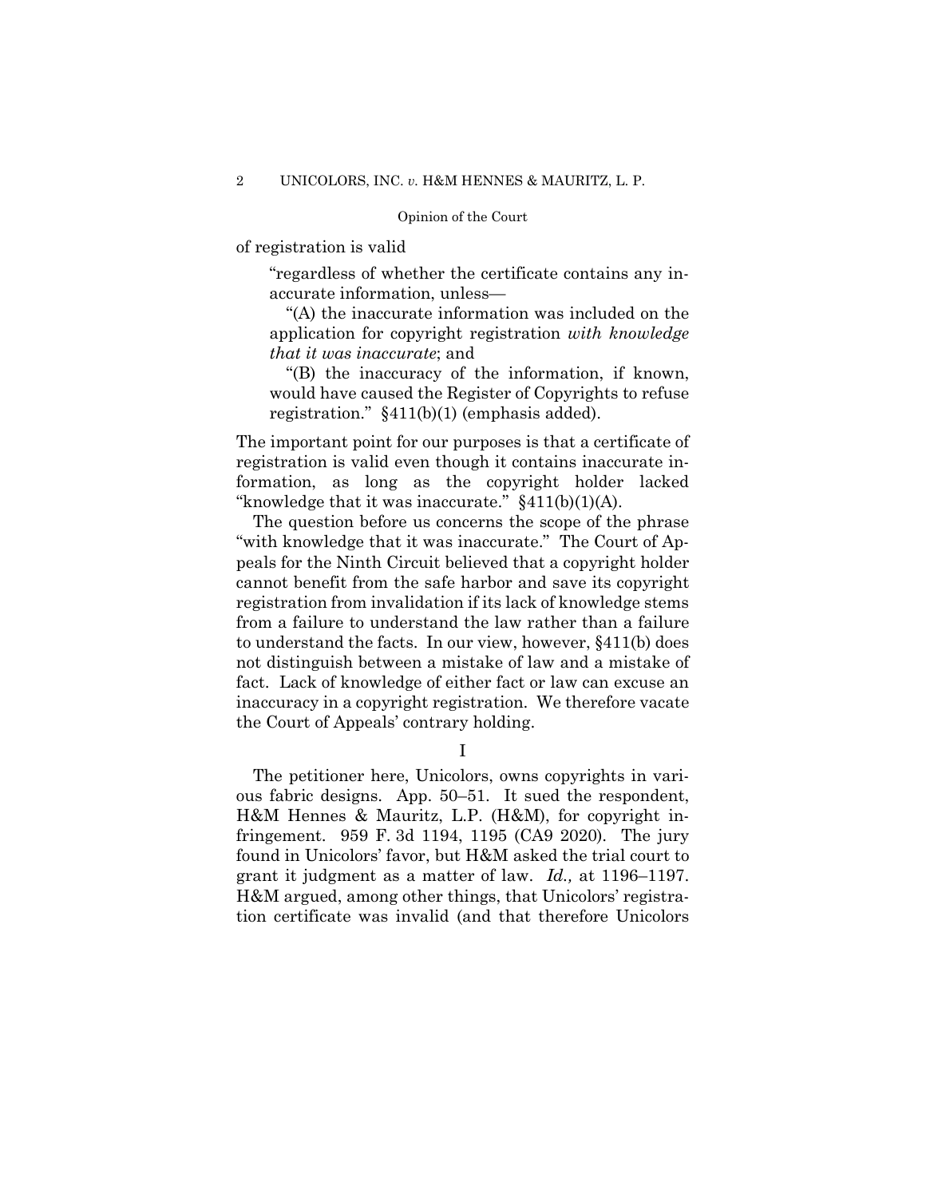of registration is valid

> "regardless of whether the certificate contains any inaccurate information, unless—
>
> "(A) the inaccurate information was included on the application for copyright registration *with knowledge that it was inaccurate*; and
>
> "(B) the inaccuracy of the information, if known, would have caused the Register of Copyrights to refuse registration." §411(b)(1) (emphasis added).

The important point for our purposes is that a certificate of registration is valid even though it contains inaccurate information, as long as the copyright holder lacked "knowledge that it was inaccurate." §411(b)(1)(A).

The question before us concerns the scope of the phrase "with knowledge that it was inaccurate." The Court of Appeals for the Ninth Circuit believed that a copyright holder cannot benefit from the safe harbor and save its copyright registration from invalidation if its lack of knowledge stems from a failure to understand the law rather than a failure to understand the facts. In our view, however, §411(b) does not distinguish between a mistake of law and a mistake of fact. Lack of knowledge of either fact or law can excuse an inaccuracy in a copyright registration. We therefore vacate the Court of Appeals' contrary holding.

I

The petitioner here, Unicolors, owns copyrights in various fabric designs. App. 50–51. It sued the respondent, H&M Hennes & Mauritz, L.P. (H&M), for copyright infringement. 959 F. 3d 1194, 1195 (CA9 2020). The jury found in Unicolors' favor, but H&M asked the trial court to grant it judgment as a matter of law. *Id.,* at 1196–1197. H&M argued, among other things, that Unicolors' registration certificate was invalid (and that therefore Unicolors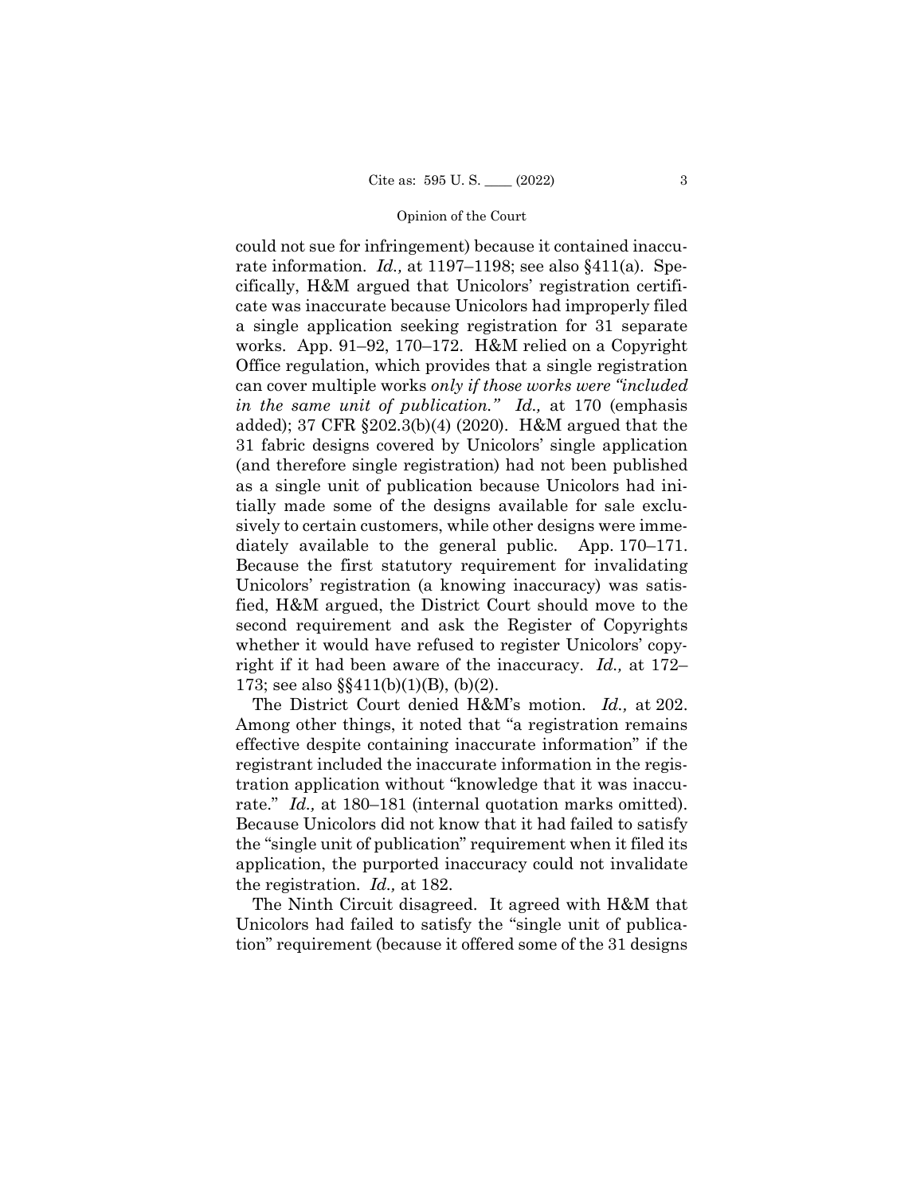could not sue for infringement) because it contained inaccurate information. *Id.,* at 1197–1198; see also §411(a). Specifically, H&M argued that Unicolors' registration certificate was inaccurate because Unicolors had improperly filed a single application seeking registration for 31 separate works. App. 91–92, 170–172. H&M relied on a Copyright Office regulation, which provides that a single registration can cover multiple works *only if those works were "included in the same unit of publication." Id.,* at 170 (emphasis added); 37 CFR §202.3(b)(4) (2020). H&M argued that the 31 fabric designs covered by Unicolors' single application (and therefore single registration) had not been published as a single unit of publication because Unicolors had initially made some of the designs available for sale exclusively to certain customers, while other designs were immediately available to the general public. App. 170–171. Because the first statutory requirement for invalidating Unicolors' registration (a knowing inaccuracy) was satisfied, H&M argued, the District Court should move to the second requirement and ask the Register of Copyrights whether it would have refused to register Unicolors' copyright if it had been aware of the inaccuracy. *Id.,* at 172–173; see also §§411(b)(1)(B), (b)(2).

The District Court denied H&M's motion. *Id.,* at 202. Among other things, it noted that "a registration remains effective despite containing inaccurate information" if the registrant included the inaccurate information in the registration application without "knowledge that it was inaccurate." *Id.,* at 180–181 (internal quotation marks omitted). Because Unicolors did not know that it had failed to satisfy the "single unit of publication" requirement when it filed its application, the purported inaccuracy could not invalidate the registration. *Id.,* at 182.

The Ninth Circuit disagreed. It agreed with H&M that Unicolors had failed to satisfy the "single unit of publication" requirement (because it offered some of the 31 designs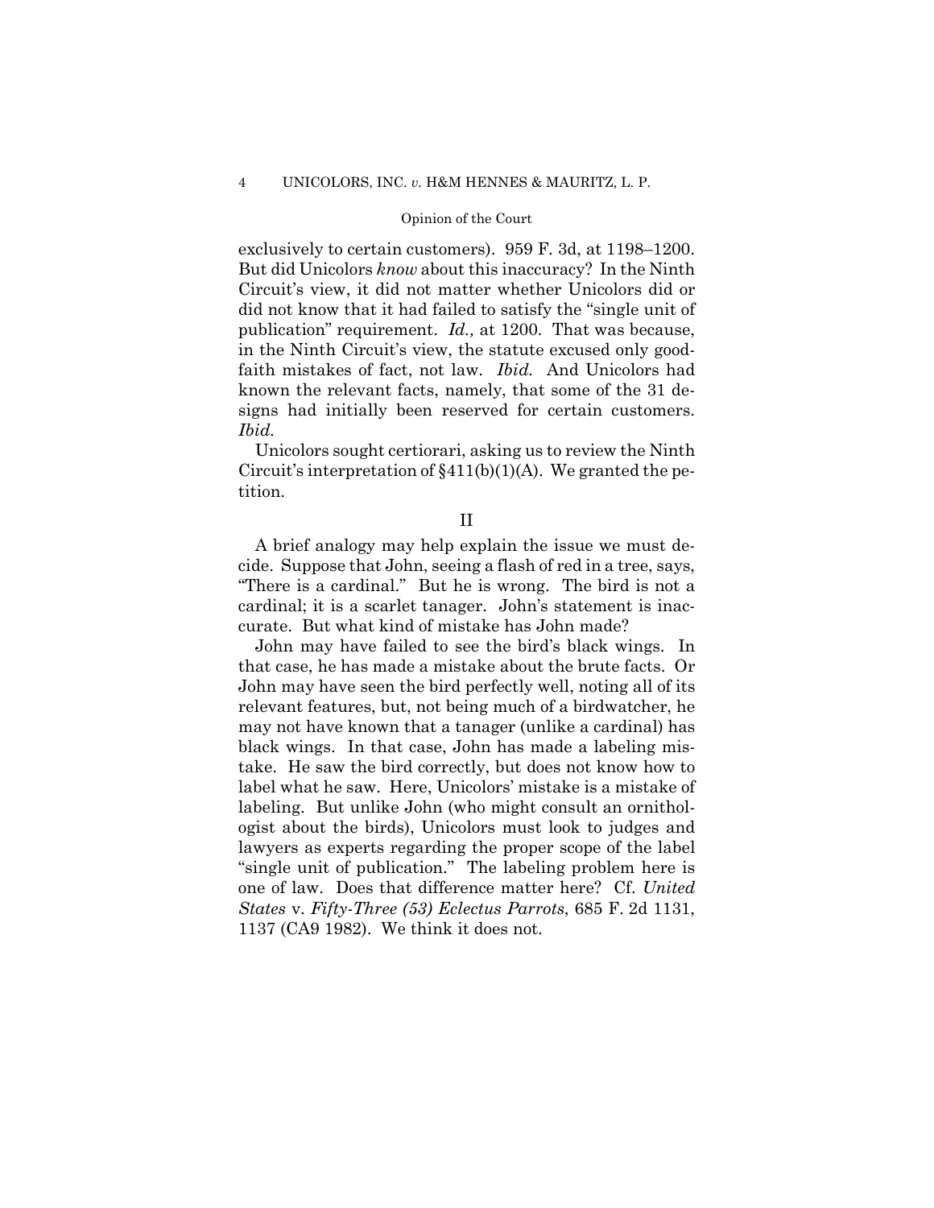exclusively to certain customers). 959 F. 3d, at 1198–1200. But did Unicolors *know* about this inaccuracy? In the Ninth Circuit's view, it did not matter whether Unicolors did or did not know that it had failed to satisfy the "single unit of publication" requirement. *Id.,* at 1200. That was because, in the Ninth Circuit's view, the statute excused only good-faith mistakes of fact, not law. *Ibid.* And Unicolors had known the relevant facts, namely, that some of the 31 designs had initially been reserved for certain customers. *Ibid.*

Unicolors sought certiorari, asking us to review the Ninth Circuit's interpretation of §411(b)(1)(A). We granted the petition.

## II

A brief analogy may help explain the issue we must decide. Suppose that John, seeing a flash of red in a tree, says, "There is a cardinal." But he is wrong. The bird is not a cardinal; it is a scarlet tanager. John's statement is inaccurate. But what kind of mistake has John made?

John may have failed to see the bird's black wings. In that case, he has made a mistake about the brute facts. Or John may have seen the bird perfectly well, noting all of its relevant features, but, not being much of a birdwatcher, he may not have known that a tanager (unlike a cardinal) has black wings. In that case, John has made a labeling mistake. He saw the bird correctly, but does not know how to label what he saw. Here, Unicolors' mistake is a mistake of labeling. But unlike John (who might consult an ornithologist about the birds), Unicolors must look to judges and lawyers as experts regarding the proper scope of the label "single unit of publication." The labeling problem here is one of law. Does that difference matter here? Cf. *United States* v. *Fifty-Three (53) Eclectus Parrots*, 685 F. 2d 1131, 1137 (CA9 1982). We think it does not.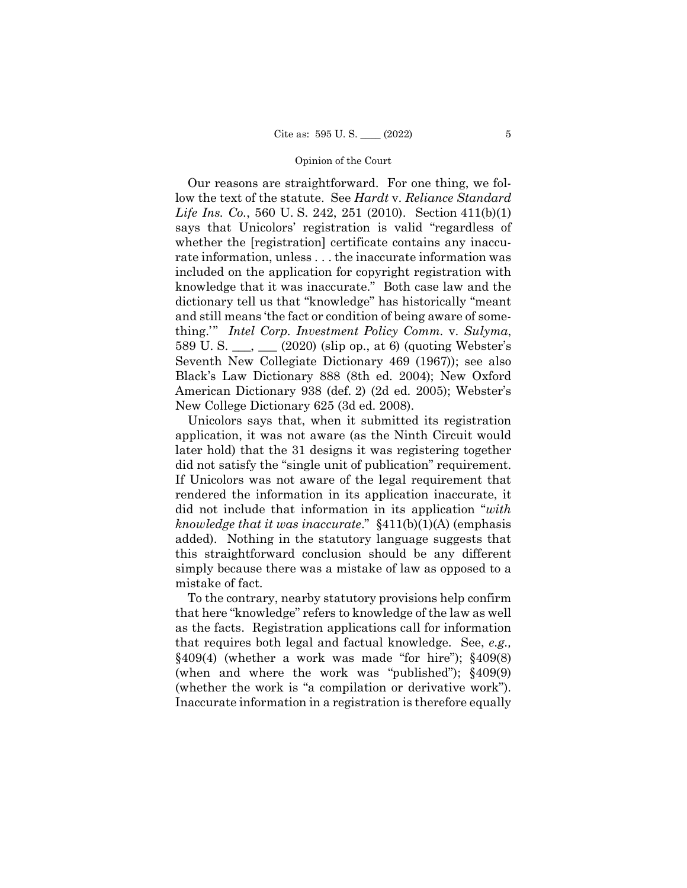Our reasons are straightforward. For one thing, we follow the text of the statute. See *Hardt* v. *Reliance Standard Life Ins. Co.*, 560 U. S. 242, 251 (2010). Section 411(b)(1) says that Unicolors' registration is valid "regardless of whether the [registration] certificate contains any inaccurate information, unless . . . the inaccurate information was included on the application for copyright registration with knowledge that it was inaccurate." Both case law and the dictionary tell us that "knowledge" has historically "meant and still means 'the fact or condition of being aware of something.'" *Intel Corp. Investment Policy Comm.* v. *Sulyma*, 589 U. S. \_\_\_, \_\_\_ (2020) (slip op., at 6) (quoting Webster's Seventh New Collegiate Dictionary 469 (1967)); see also Black's Law Dictionary 888 (8th ed. 2004); New Oxford American Dictionary 938 (def. 2) (2d ed. 2005); Webster's New College Dictionary 625 (3d ed. 2008).

Unicolors says that, when it submitted its registration application, it was not aware (as the Ninth Circuit would later hold) that the 31 designs it was registering together did not satisfy the "single unit of publication" requirement. If Unicolors was not aware of the legal requirement that rendered the information in its application inaccurate, it did not include that information in its application "*with knowledge that it was inaccurate*." §411(b)(1)(A) (emphasis added). Nothing in the statutory language suggests that this straightforward conclusion should be any different simply because there was a mistake of law as opposed to a mistake of fact.

To the contrary, nearby statutory provisions help confirm that here "knowledge" refers to knowledge of the law as well as the facts. Registration applications call for information that requires both legal and factual knowledge. See, *e.g.,* §409(4) (whether a work was made "for hire"); §409(8) (when and where the work was "published"); §409(9) (whether the work is "a compilation or derivative work"). Inaccurate information in a registration is therefore equally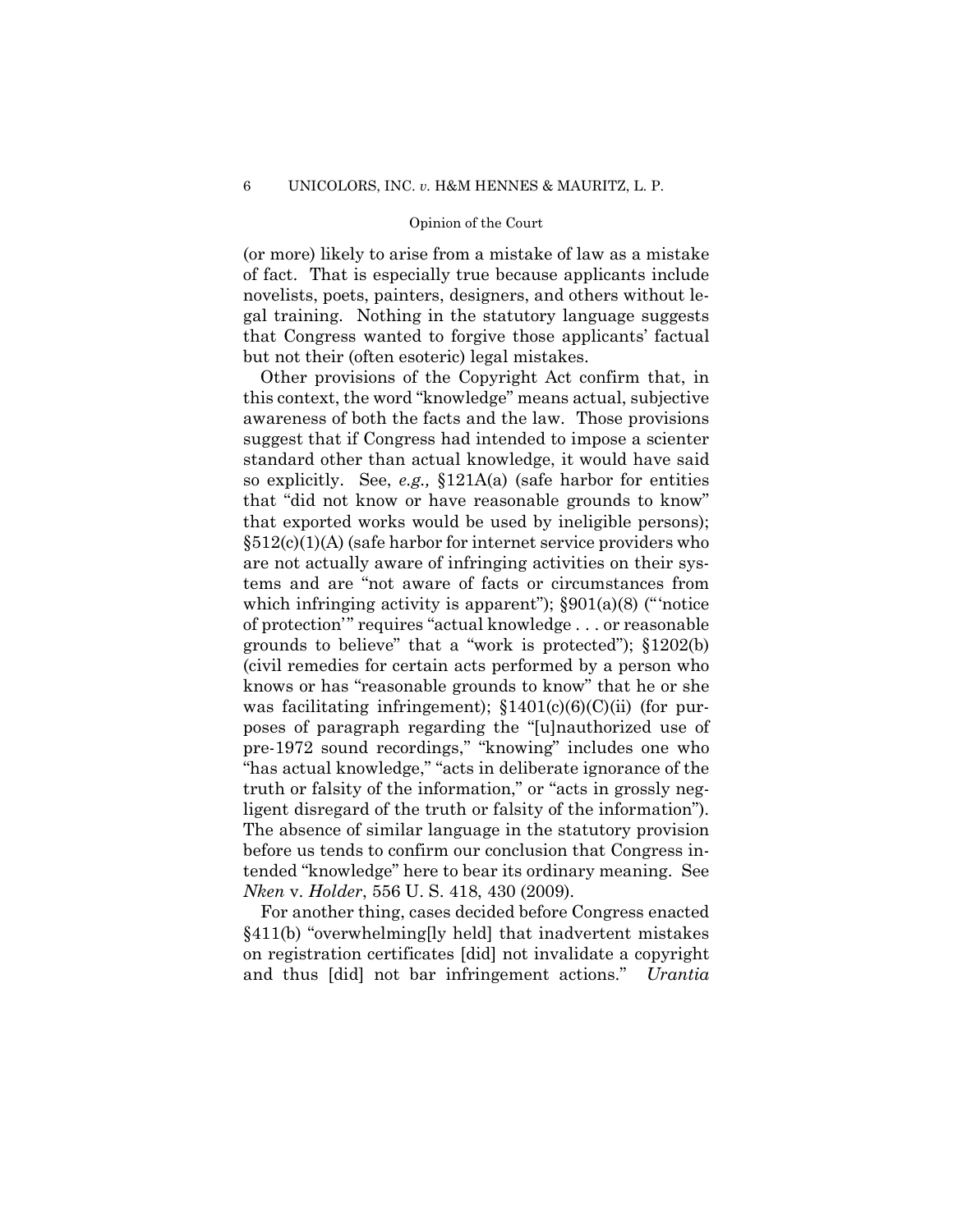(or more) likely to arise from a mistake of law as a mistake of fact. That is especially true because applicants include novelists, poets, painters, designers, and others without legal training. Nothing in the statutory language suggests that Congress wanted to forgive those applicants' factual but not their (often esoteric) legal mistakes.

Other provisions of the Copyright Act confirm that, in this context, the word "knowledge" means actual, subjective awareness of both the facts and the law. Those provisions suggest that if Congress had intended to impose a scienter standard other than actual knowledge, it would have said so explicitly. See, *e.g.,* §121A(a) (safe harbor for entities that "did not know or have reasonable grounds to know" that exported works would be used by ineligible persons); §512(c)(1)(A) (safe harbor for internet service providers who are not actually aware of infringing activities on their systems and are "not aware of facts or circumstances from which infringing activity is apparent"); §901(a)(8) ("'notice of protection'" requires "actual knowledge . . . or reasonable grounds to believe" that a "work is protected"); §1202(b) (civil remedies for certain acts performed by a person who knows or has "reasonable grounds to know" that he or she was facilitating infringement); §1401(c)(6)(C)(ii) (for purposes of paragraph regarding the "[u]nauthorized use of pre-1972 sound recordings," "knowing" includes one who "has actual knowledge," "acts in deliberate ignorance of the truth or falsity of the information," or "acts in grossly negligent disregard of the truth or falsity of the information"). The absence of similar language in the statutory provision before us tends to confirm our conclusion that Congress intended "knowledge" here to bear its ordinary meaning. See *Nken* v. *Holder*, 556 U. S. 418, 430 (2009).

For another thing, cases decided before Congress enacted §411(b) "overwhelming[ly held] that inadvertent mistakes on registration certificates [did] not invalidate a copyright and thus [did] not bar infringement actions." *Urantia*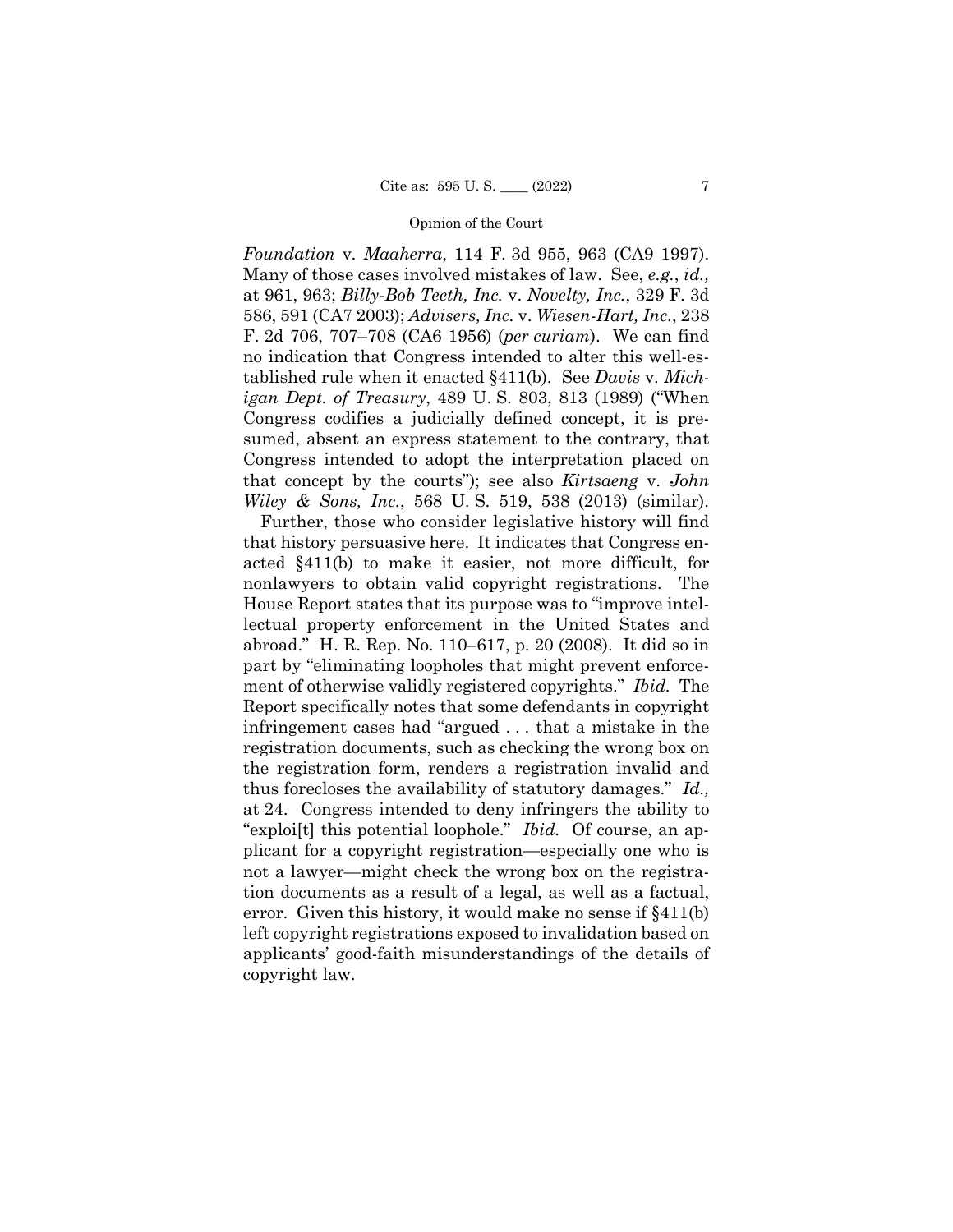*Foundation* v. *Maaherra*, 114 F. 3d 955, 963 (CA9 1997). Many of those cases involved mistakes of law. See, *e.g.*, *id.,* at 961, 963; *Billy-Bob Teeth, Inc.* v. *Novelty, Inc.*, 329 F. 3d 586, 591 (CA7 2003); *Advisers, Inc.* v. *Wiesen-Hart, Inc.*, 238 F. 2d 706, 707–708 (CA6 1956) (*per curiam*). We can find no indication that Congress intended to alter this well-established rule when it enacted §411(b). See *Davis* v. *Michigan Dept. of Treasury*, 489 U. S. 803, 813 (1989) ("When Congress codifies a judicially defined concept, it is presumed, absent an express statement to the contrary, that Congress intended to adopt the interpretation placed on that concept by the courts"); see also *Kirtsaeng* v. *John Wiley & Sons, Inc.*, 568 U. S. 519, 538 (2013) (similar).

Further, those who consider legislative history will find that history persuasive here. It indicates that Congress enacted §411(b) to make it easier, not more difficult, for nonlawyers to obtain valid copyright registrations. The House Report states that its purpose was to "improve intellectual property enforcement in the United States and abroad." H. R. Rep. No. 110–617, p. 20 (2008). It did so in part by "eliminating loopholes that might prevent enforcement of otherwise validly registered copyrights." *Ibid.* The Report specifically notes that some defendants in copyright infringement cases had "argued . . . that a mistake in the registration documents, such as checking the wrong box on the registration form, renders a registration invalid and thus forecloses the availability of statutory damages." *Id.,* at 24. Congress intended to deny infringers the ability to "exploi[t] this potential loophole." *Ibid.* Of course, an applicant for a copyright registration—especially one who is not a lawyer—might check the wrong box on the registration documents as a result of a legal, as well as a factual, error. Given this history, it would make no sense if §411(b) left copyright registrations exposed to invalidation based on applicants' good-faith misunderstandings of the details of copyright law.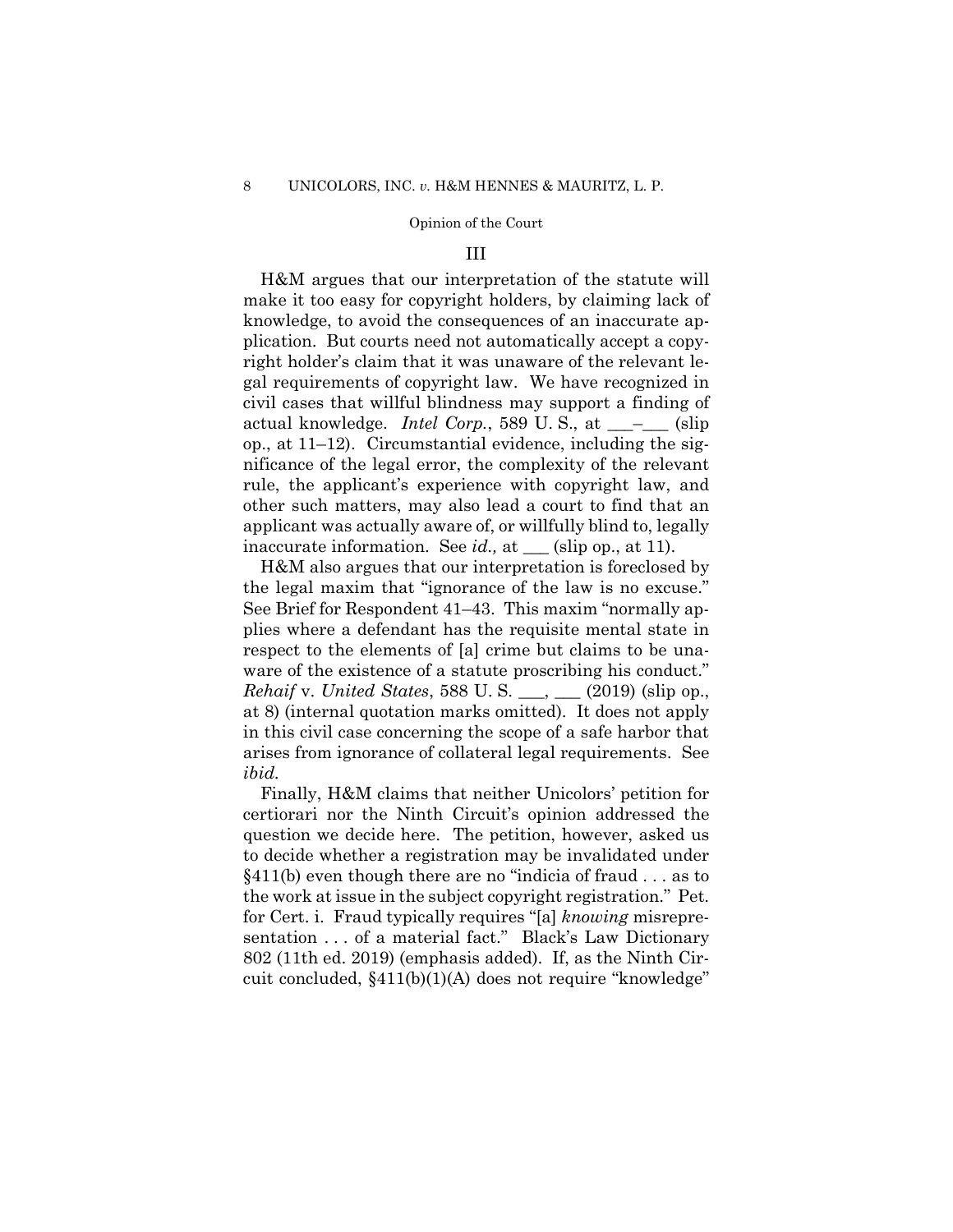## III

H&M argues that our interpretation of the statute will make it too easy for copyright holders, by claiming lack of knowledge, to avoid the consequences of an inaccurate application. But courts need not automatically accept a copyright holder's claim that it was unaware of the relevant legal requirements of copyright law. We have recognized in civil cases that willful blindness may support a finding of actual knowledge. *Intel Corp.*, 589 U. S., at \_\_\_–\_\_\_ (slip op., at 11–12). Circumstantial evidence, including the significance of the legal error, the complexity of the relevant rule, the applicant's experience with copyright law, and other such matters, may also lead a court to find that an applicant was actually aware of, or willfully blind to, legally inaccurate information. See *id.,* at \_\_\_ (slip op., at 11).

H&M also argues that our interpretation is foreclosed by the legal maxim that "ignorance of the law is no excuse." See Brief for Respondent 41–43. This maxim "normally applies where a defendant has the requisite mental state in respect to the elements of [a] crime but claims to be unaware of the existence of a statute proscribing his conduct." *Rehaif* v. *United States*, 588 U. S. \_\_\_, \_\_\_ (2019) (slip op., at 8) (internal quotation marks omitted). It does not apply in this civil case concerning the scope of a safe harbor that arises from ignorance of collateral legal requirements. See *ibid.*

Finally, H&M claims that neither Unicolors' petition for certiorari nor the Ninth Circuit's opinion addressed the question we decide here. The petition, however, asked us to decide whether a registration may be invalidated under §411(b) even though there are no "indicia of fraud . . . as to the work at issue in the subject copyright registration." Pet. for Cert. i. Fraud typically requires "[a] *knowing* misrepresentation . . . of a material fact." Black's Law Dictionary 802 (11th ed. 2019) (emphasis added). If, as the Ninth Circuit concluded, §411(b)(1)(A) does not require "knowledge"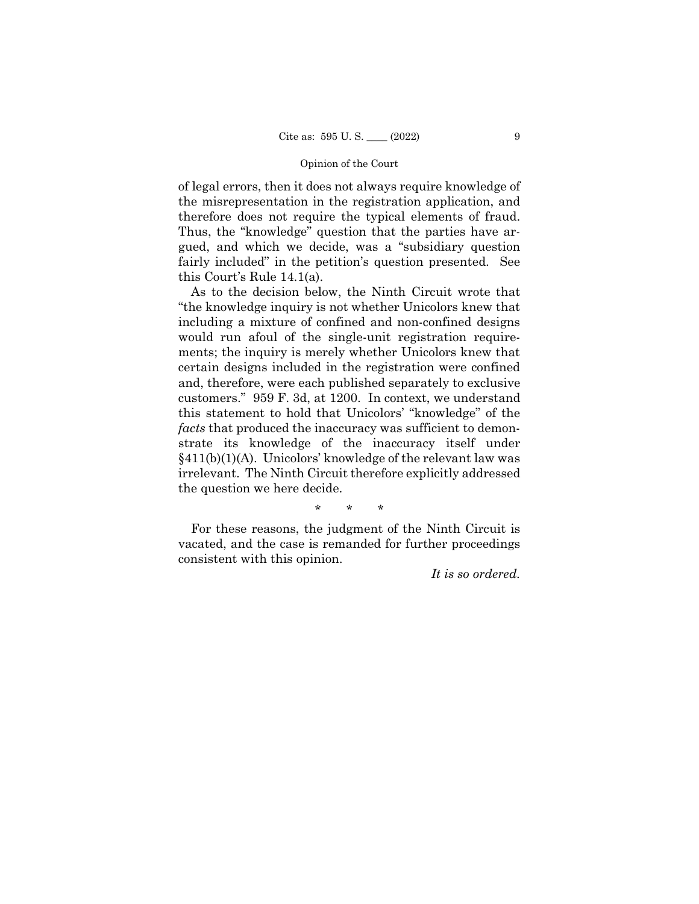of legal errors, then it does not always require knowledge of the misrepresentation in the registration application, and therefore does not require the typical elements of fraud. Thus, the "knowledge" question that the parties have argued, and which we decide, was a "subsidiary question fairly included" in the petition's question presented. See this Court's Rule 14.1(a).

As to the decision below, the Ninth Circuit wrote that "the knowledge inquiry is not whether Unicolors knew that including a mixture of confined and non-confined designs would run afoul of the single-unit registration requirements; the inquiry is merely whether Unicolors knew that certain designs included in the registration were confined and, therefore, were each published separately to exclusive customers." 959 F. 3d, at 1200. In context, we understand this statement to hold that Unicolors' "knowledge" of the *facts* that produced the inaccuracy was sufficient to demonstrate its knowledge of the inaccuracy itself under §411(b)(1)(A). Unicolors' knowledge of the relevant law was irrelevant. The Ninth Circuit therefore explicitly addressed the question we here decide.

\* \* \*

For these reasons, the judgment of the Ninth Circuit is vacated, and the case is remanded for further proceedings consistent with this opinion.

*It is so ordered.*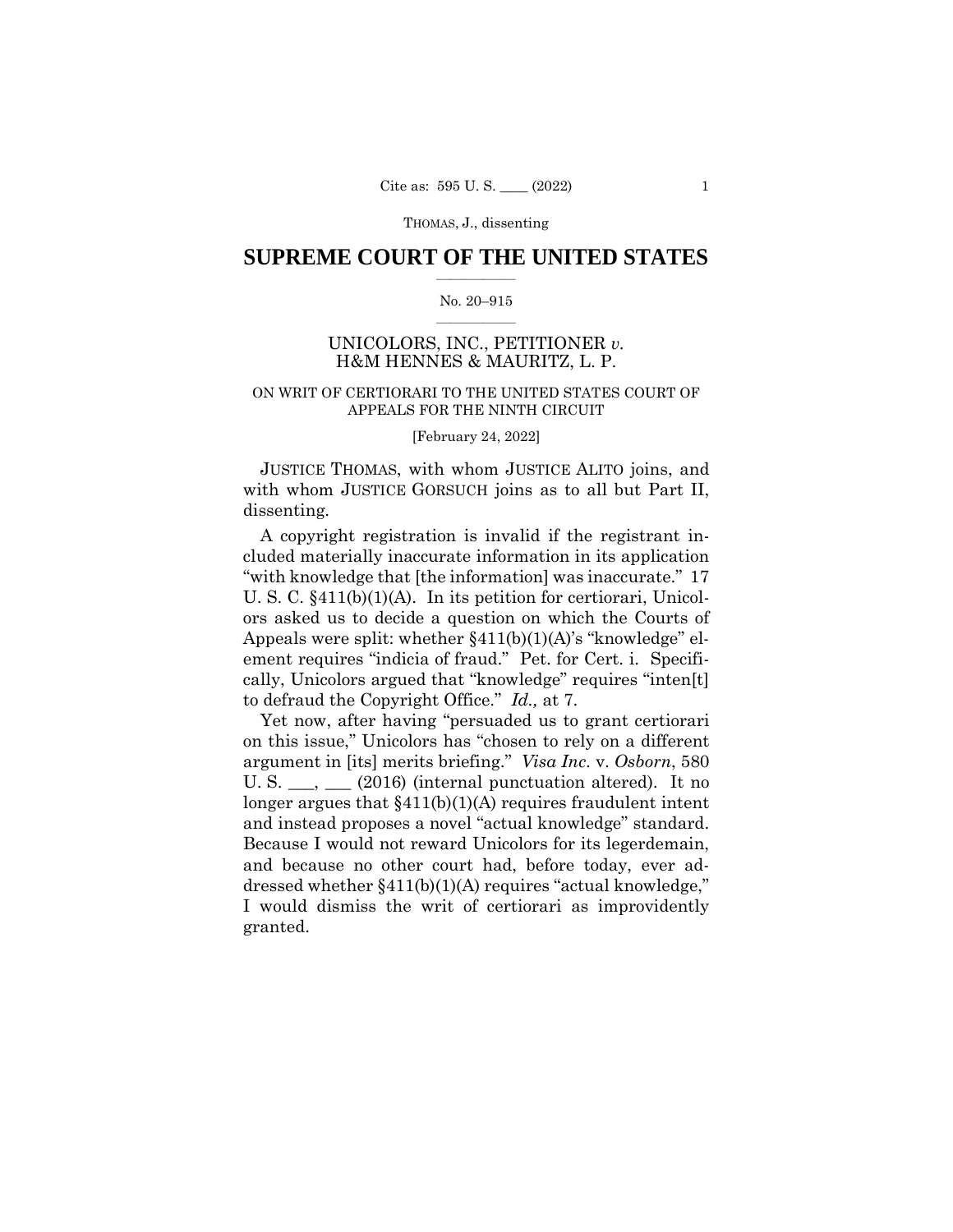# SUPREME COURT OF THE UNITED STATES

No. 20–915

UNICOLORS, INC., PETITIONER *v.* H&M HENNES & MAURITZ, L. P.

ON WRIT OF CERTIORARI TO THE UNITED STATES COURT OF APPEALS FOR THE NINTH CIRCUIT

[February 24, 2022]

JUSTICE THOMAS, with whom JUSTICE ALITO joins, and with whom JUSTICE GORSUCH joins as to all but Part II, dissenting.

A copyright registration is invalid if the registrant included materially inaccurate information in its application "with knowledge that [the information] was inaccurate." 17 U. S. C. §411(b)(1)(A). In its petition for certiorari, Unicolors asked us to decide a question on which the Courts of Appeals were split: whether §411(b)(1)(A)'s "knowledge" element requires "indicia of fraud." Pet. for Cert. i. Specifically, Unicolors argued that "knowledge" requires "inten[t] to defraud the Copyright Office." *Id.,* at 7.

Yet now, after having "persuaded us to grant certiorari on this issue," Unicolors has "chosen to rely on a different argument in [its] merits briefing." *Visa Inc.* v. *Osborn*, 580 U. S. ___, ___ (2016) (internal punctuation altered). It no longer argues that §411(b)(1)(A) requires fraudulent intent and instead proposes a novel "actual knowledge" standard. Because I would not reward Unicolors for its legerdemain, and because no other court had, before today, ever addressed whether §411(b)(1)(A) requires "actual knowledge," I would dismiss the writ of certiorari as improvidently granted.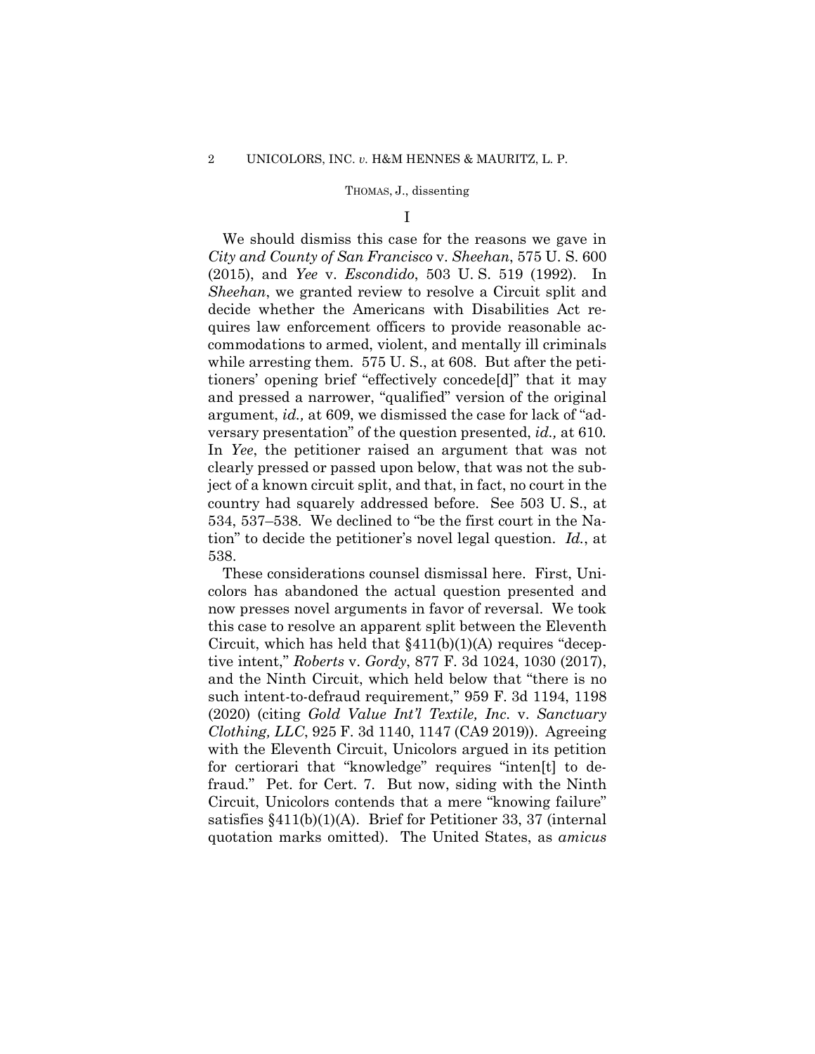I

We should dismiss this case for the reasons we gave in *City and County of San Francisco* v. *Sheehan*, 575 U. S. 600 (2015), and *Yee* v. *Escondido*, 503 U. S. 519 (1992). In *Sheehan*, we granted review to resolve a Circuit split and decide whether the Americans with Disabilities Act requires law enforcement officers to provide reasonable accommodations to armed, violent, and mentally ill criminals while arresting them. 575 U. S., at 608. But after the petitioners' opening brief "effectively concede[d]" that it may and pressed a narrower, "qualified" version of the original argument, *id.,* at 609, we dismissed the case for lack of "adversary presentation" of the question presented, *id.,* at 610. In *Yee*, the petitioner raised an argument that was not clearly pressed or passed upon below, that was not the subject of a known circuit split, and that, in fact, no court in the country had squarely addressed before. See 503 U. S., at 534, 537–538. We declined to "be the first court in the Nation" to decide the petitioner's novel legal question. *Id.*, at 538.

These considerations counsel dismissal here. First, Unicolors has abandoned the actual question presented and now presses novel arguments in favor of reversal. We took this case to resolve an apparent split between the Eleventh Circuit, which has held that §411(b)(1)(A) requires "deceptive intent," *Roberts* v. *Gordy*, 877 F. 3d 1024, 1030 (2017), and the Ninth Circuit, which held below that "there is no such intent-to-defraud requirement," 959 F. 3d 1194, 1198 (2020) (citing *Gold Value Int'l Textile, Inc.* v. *Sanctuary Clothing, LLC*, 925 F. 3d 1140, 1147 (CA9 2019)). Agreeing with the Eleventh Circuit, Unicolors argued in its petition for certiorari that "knowledge" requires "inten[t] to defraud." Pet. for Cert. 7. But now, siding with the Ninth Circuit, Unicolors contends that a mere "knowing failure" satisfies §411(b)(1)(A). Brief for Petitioner 33, 37 (internal quotation marks omitted). The United States, as *amicus*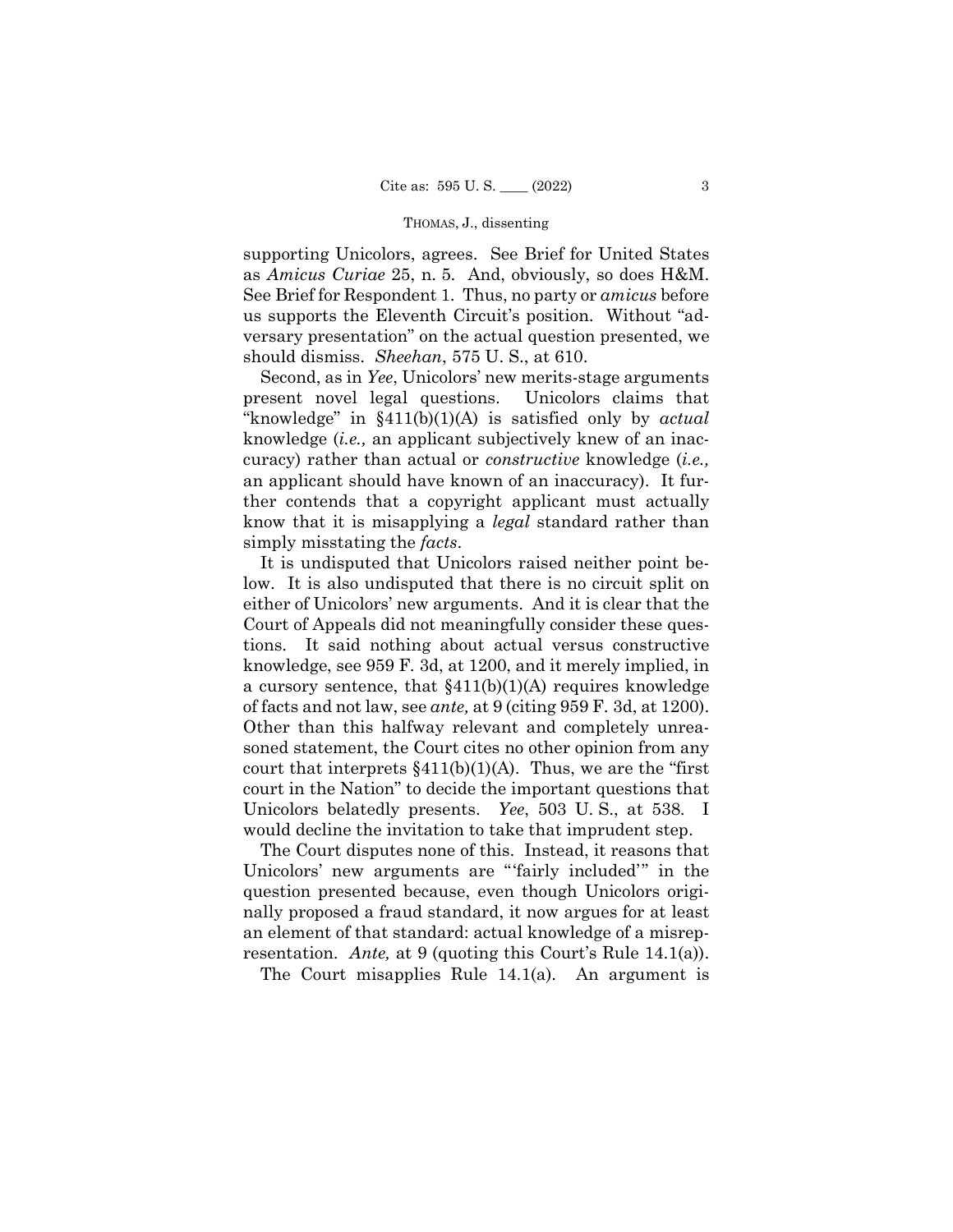supporting Unicolors, agrees. See Brief for United States as *Amicus Curiae* 25, n. 5. And, obviously, so does H&M. See Brief for Respondent 1. Thus, no party or *amicus* before us supports the Eleventh Circuit's position. Without "adversary presentation" on the actual question presented, we should dismiss. *Sheehan*, 575 U. S., at 610.

Second, as in *Yee*, Unicolors' new merits-stage arguments present novel legal questions. Unicolors claims that "knowledge" in §411(b)(1)(A) is satisfied only by *actual* knowledge (*i.e.,* an applicant subjectively knew of an inaccuracy) rather than actual or *constructive* knowledge (*i.e.,* an applicant should have known of an inaccuracy). It further contends that a copyright applicant must actually know that it is misapplying a *legal* standard rather than simply misstating the *facts*.

It is undisputed that Unicolors raised neither point below. It is also undisputed that there is no circuit split on either of Unicolors' new arguments. And it is clear that the Court of Appeals did not meaningfully consider these questions. It said nothing about actual versus constructive knowledge, see 959 F. 3d, at 1200, and it merely implied, in a cursory sentence, that §411(b)(1)(A) requires knowledge of facts and not law, see *ante,* at 9 (citing 959 F. 3d, at 1200). Other than this halfway relevant and completely unreasoned statement, the Court cites no other opinion from any court that interprets §411(b)(1)(A). Thus, we are the "first court in the Nation" to decide the important questions that Unicolors belatedly presents. *Yee*, 503 U. S., at 538. I would decline the invitation to take that imprudent step.

The Court disputes none of this. Instead, it reasons that Unicolors' new arguments are "'fairly included'" in the question presented because, even though Unicolors originally proposed a fraud standard, it now argues for at least an element of that standard: actual knowledge of a misrepresentation. *Ante,* at 9 (quoting this Court's Rule 14.1(a)).

The Court misapplies Rule 14.1(a). An argument is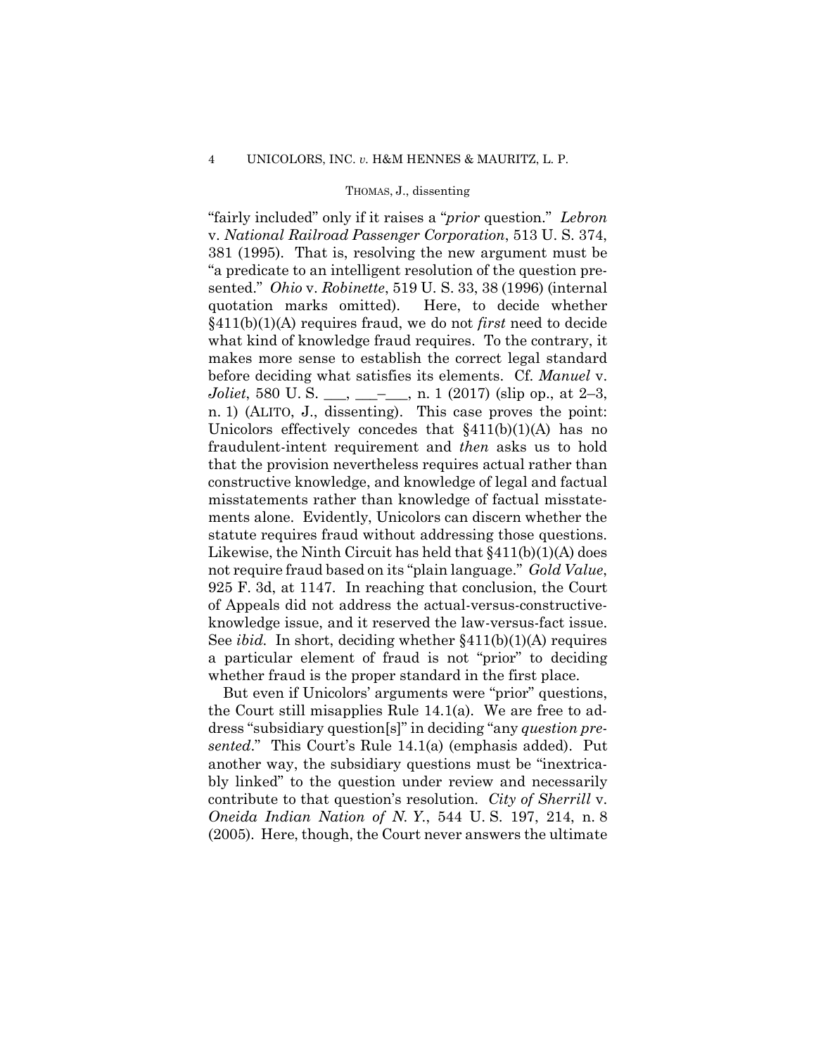"fairly included" only if it raises a "*prior* question." *Lebron* v. *National Railroad Passenger Corporation*, 513 U. S. 374, 381 (1995). That is, resolving the new argument must be "a predicate to an intelligent resolution of the question presented." *Ohio* v. *Robinette*, 519 U. S. 33, 38 (1996) (internal quotation marks omitted). Here, to decide whether §411(b)(1)(A) requires fraud, we do not *first* need to decide what kind of knowledge fraud requires. To the contrary, it makes more sense to establish the correct legal standard before deciding what satisfies its elements. Cf. *Manuel* v. *Joliet*, 580 U. S. ___, ___–___, n. 1 (2017) (slip op., at 2–3, n. 1) (ALITO, J., dissenting). This case proves the point: Unicolors effectively concedes that §411(b)(1)(A) has no fraudulent-intent requirement and *then* asks us to hold that the provision nevertheless requires actual rather than constructive knowledge, and knowledge of legal and factual misstatements rather than knowledge of factual misstatements alone. Evidently, Unicolors can discern whether the statute requires fraud without addressing those questions. Likewise, the Ninth Circuit has held that §411(b)(1)(A) does not require fraud based on its "plain language." *Gold Value*, 925 F. 3d, at 1147. In reaching that conclusion, the Court of Appeals did not address the actual-versus-constructive-knowledge issue, and it reserved the law-versus-fact issue. See *ibid.* In short, deciding whether §411(b)(1)(A) requires a particular element of fraud is not "prior" to deciding whether fraud is the proper standard in the first place.

But even if Unicolors' arguments were "prior" questions, the Court still misapplies Rule 14.1(a). We are free to address "subsidiary question[s]" in deciding "any *question presented*." This Court's Rule 14.1(a) (emphasis added). Put another way, the subsidiary questions must be "inextricably linked" to the question under review and necessarily contribute to that question's resolution. *City of Sherrill* v. *Oneida Indian Nation of N. Y.*, 544 U. S. 197, 214, n. 8 (2005). Here, though, the Court never answers the ultimate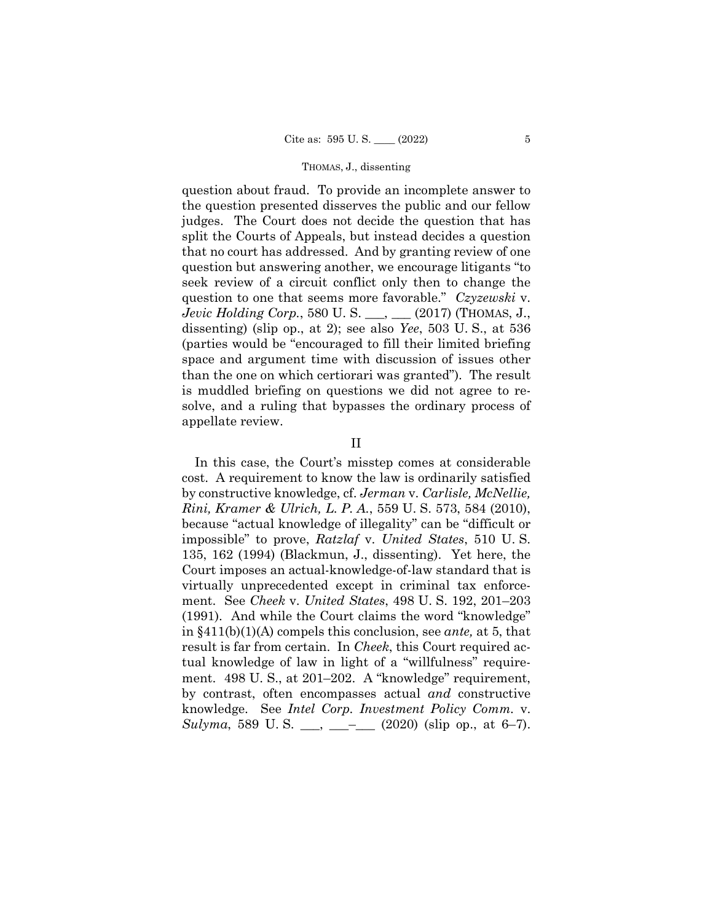question about fraud. To provide an incomplete answer to the question presented disserves the public and our fellow judges. The Court does not decide the question that has split the Courts of Appeals, but instead decides a question that no court has addressed. And by granting review of one question but answering another, we encourage litigants "to seek review of a circuit conflict only then to change the question to one that seems more favorable." *Czyzewski* v. *Jevic Holding Corp.*, 580 U. S. ___, ___ (2017) (THOMAS, J., dissenting) (slip op., at 2); see also *Yee*, 503 U. S., at 536 (parties would be "encouraged to fill their limited briefing space and argument time with discussion of issues other than the one on which certiorari was granted"). The result is muddled briefing on questions we did not agree to resolve, and a ruling that bypasses the ordinary process of appellate review.

## II

In this case, the Court's misstep comes at considerable cost. A requirement to know the law is ordinarily satisfied by constructive knowledge, cf. *Jerman* v. *Carlisle, McNellie, Rini, Kramer & Ulrich, L. P. A.*, 559 U. S. 573, 584 (2010), because "actual knowledge of illegality" can be "difficult or impossible" to prove, *Ratzlaf* v. *United States*, 510 U. S. 135, 162 (1994) (Blackmun, J., dissenting). Yet here, the Court imposes an actual-knowledge-of-law standard that is virtually unprecedented except in criminal tax enforcement. See *Cheek* v. *United States*, 498 U. S. 192, 201–203 (1991). And while the Court claims the word "knowledge" in §411(b)(1)(A) compels this conclusion, see *ante,* at 5, that result is far from certain. In *Cheek*, this Court required actual knowledge of law in light of a "willfulness" requirement. 498 U. S., at 201–202. A "knowledge" requirement, by contrast, often encompasses actual *and* constructive knowledge. See *Intel Corp. Investment Policy Comm.* v. *Sulyma*, 589 U. S. ___, ___–___ (2020) (slip op., at 6–7).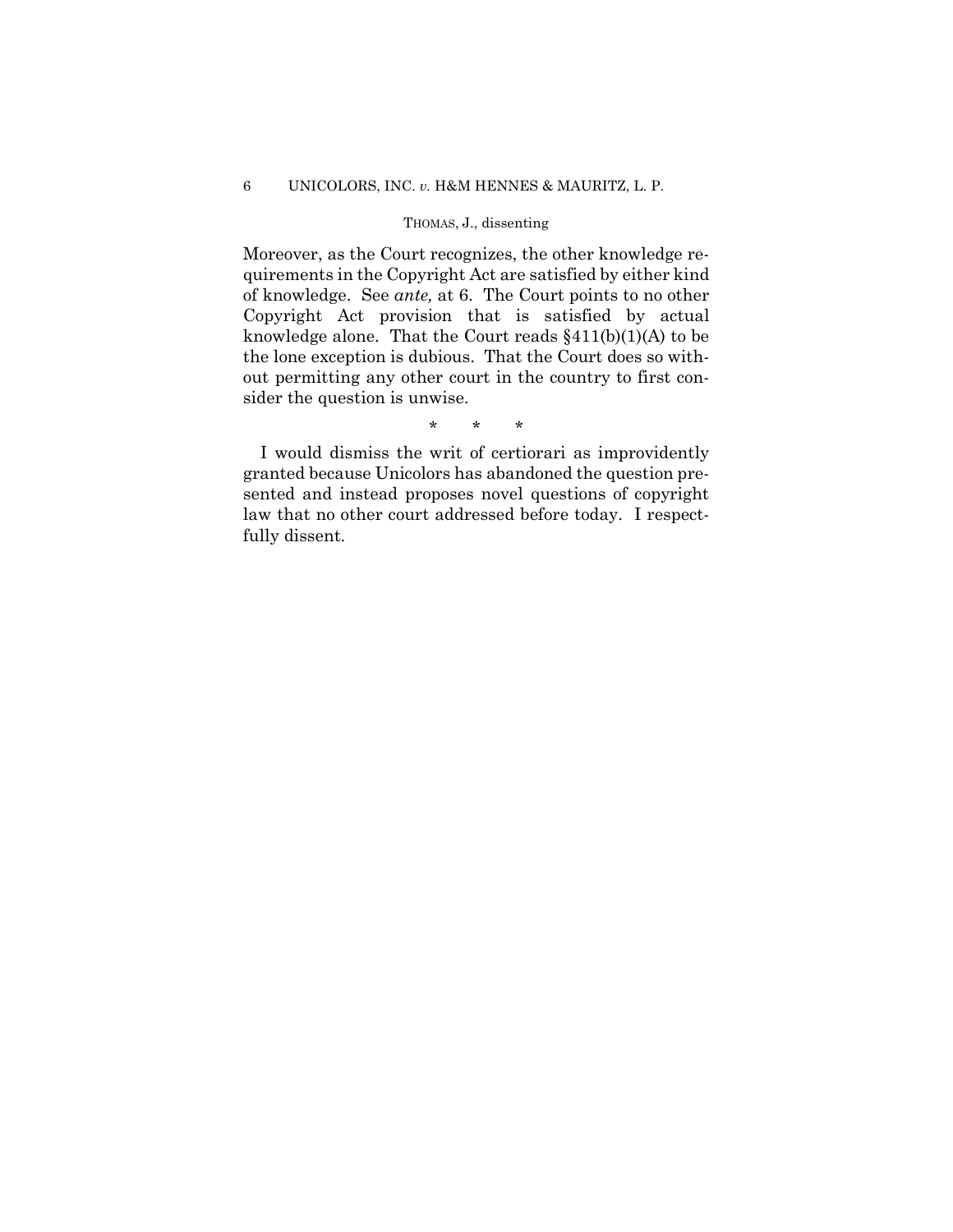Moreover, as the Court recognizes, the other knowledge requirements in the Copyright Act are satisfied by either kind of knowledge. See *ante,* at 6. The Court points to no other Copyright Act provision that is satisfied by actual knowledge alone. That the Court reads §411(b)(1)(A) to be the lone exception is dubious. That the Court does so without permitting any other court in the country to first consider the question is unwise.

\* \* \*

I would dismiss the writ of certiorari as improvidently granted because Unicolors has abandoned the question presented and instead proposes novel questions of copyright law that no other court addressed before today. I respectfully dissent.